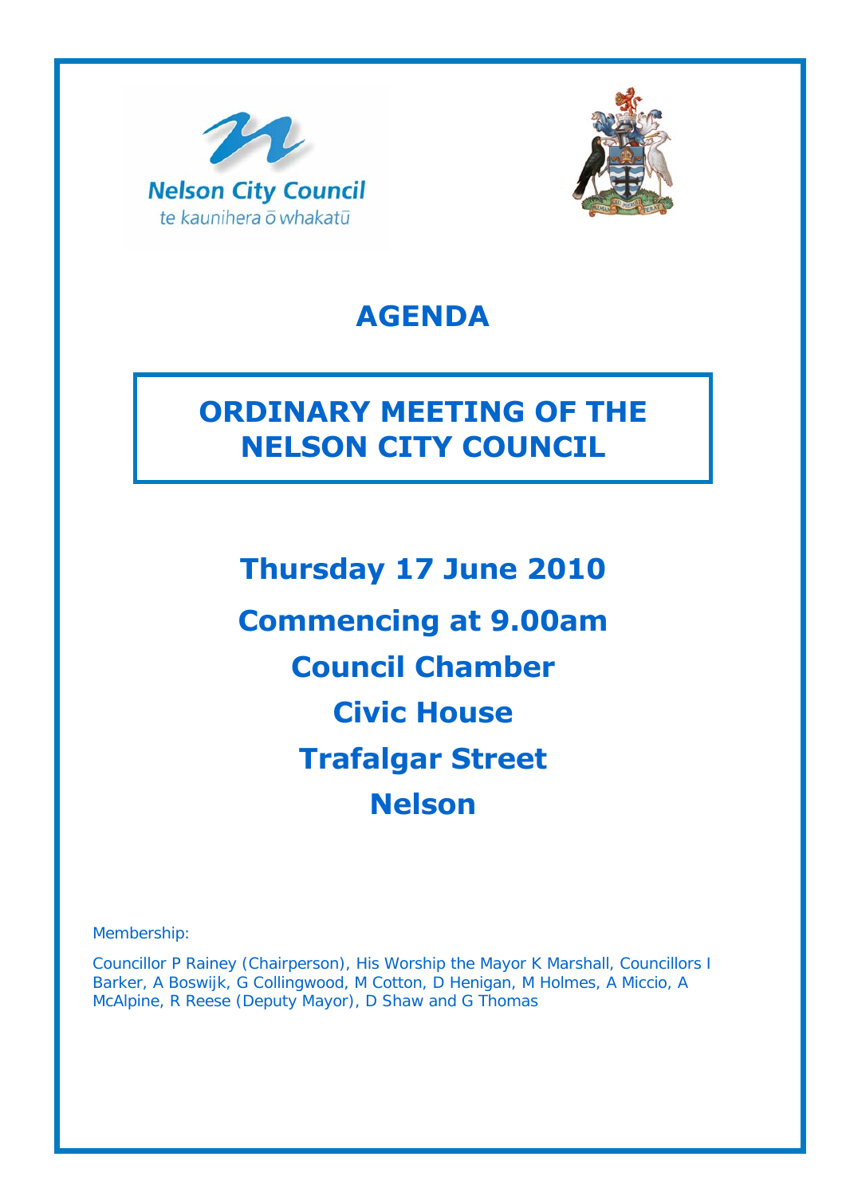Nelson City Council
te kaunihera o whakatū

# AGENDA

## ORDINARY MEETING OF THE NELSON CITY COUNCIL

**Thursday 17 June 2010**

**Commencing at 9.00am**

**Council Chamber**

**Civic House**

**Trafalgar Street**

**Nelson**

Membership:

Councillor P Rainey (Chairperson), His Worship the Mayor K Marshall, Councillors I Barker, A Boswijk, G Collingwood, M Cotton, D Henigan, M Holmes, A Miccio, A McAlpine, R Reese (Deputy Mayor), D Shaw and G Thomas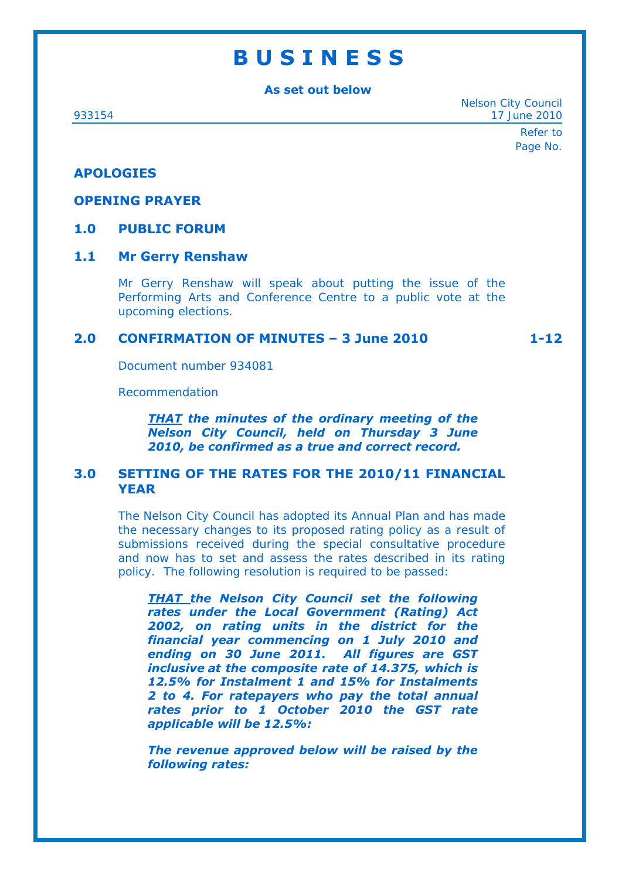# B U S I N E S S

**As set out below**

933154

Nelson City Council
17 June 2010

Refer to Page No.

**APOLOGIES**

**OPENING PRAYER**

## 1.0 PUBLIC FORUM

### 1.1 Mr Gerry Renshaw

Mr Gerry Renshaw will speak about putting the issue of the Performing Arts and Conference Centre to a public vote at the upcoming elections.

## 2.0 CONFIRMATION OF MINUTES – 3 June 2010 — 1-12

Document number 934081

Recommendation

***THAT** the minutes of the ordinary meeting of the Nelson City Council, held on Thursday 3 June 2010, be confirmed as a true and correct record.*

## 3.0 SETTING OF THE RATES FOR THE 2010/11 FINANCIAL YEAR

The Nelson City Council has adopted its Annual Plan and has made the necessary changes to its proposed rating policy as a result of submissions received during the special consultative procedure and now has to set and assess the rates described in its rating policy. The following resolution is required to be passed:

***THAT** the Nelson City Council set the following rates under the Local Government (Rating) Act 2002, on rating units in the district for the financial year commencing on 1 July 2010 and ending on 30 June 2011. All figures are GST inclusive at the composite rate of 14.375, which is 12.5% for Instalment 1 and 15% for Instalments 2 to 4. For ratepayers who pay the total annual rates prior to 1 October 2010 the GST rate applicable will be 12.5%:*

***The revenue approved below will be raised by the following rates:***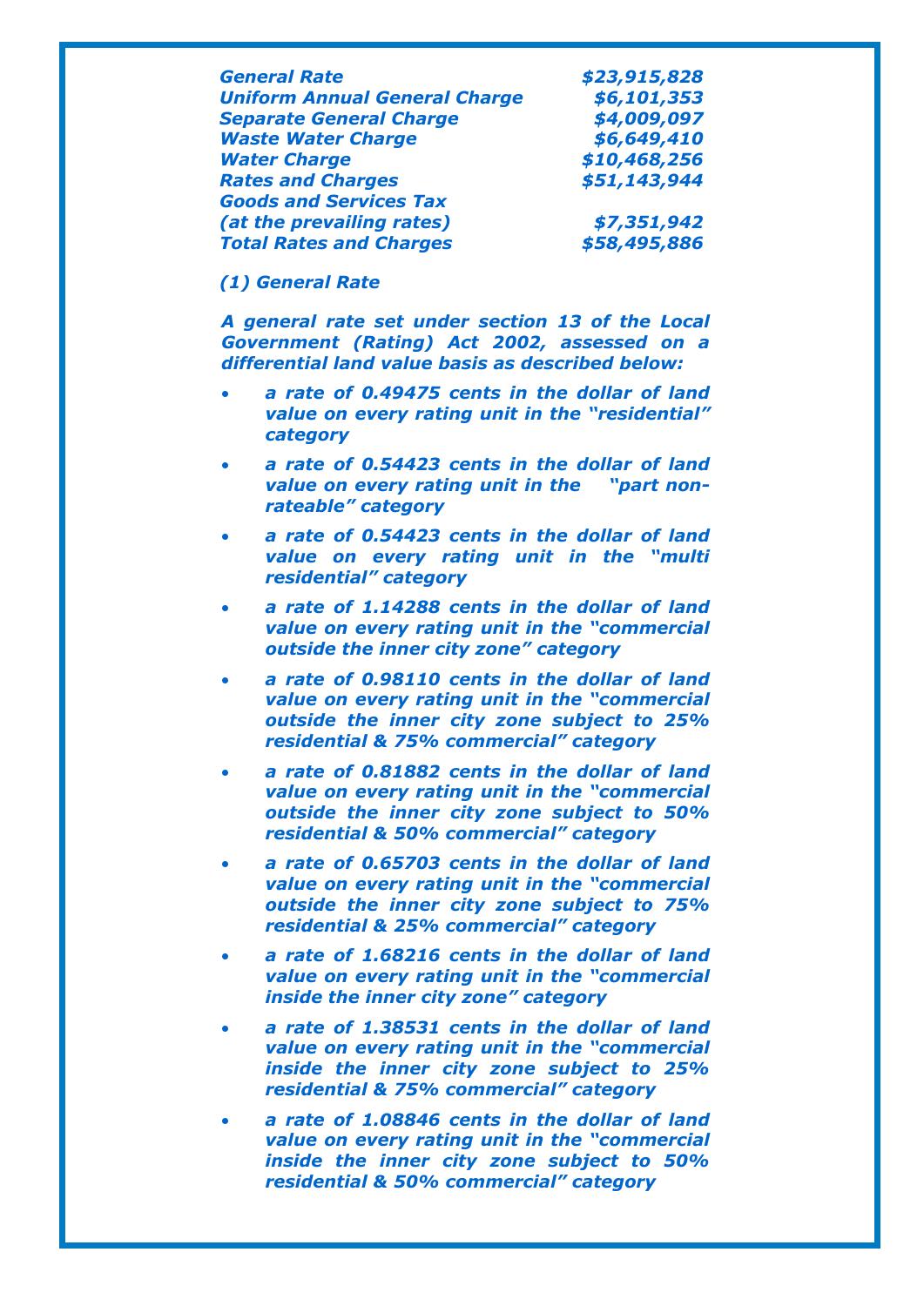| | |
|---|---|
| ***General Rate*** | ***$23,915,828*** |
| ***Uniform Annual General Charge*** | ***$6,101,353*** |
| ***Separate General Charge*** | ***$4,009,097*** |
| ***Waste Water Charge*** | ***$6,649,410*** |
| ***Water Charge*** | ***$10,468,256*** |
| ***Rates and Charges*** | ***$51,143,944*** |
| ***Goods and Services Tax (at the prevailing rates)*** | ***$7,351,942*** |
| ***Total Rates and Charges*** | ***$58,495,886*** |

***(1) General Rate***

***A general rate set under section 13 of the Local Government (Rating) Act 2002, assessed on a differential land value basis as described below:***

- ***a rate of 0.49475 cents in the dollar of land value on every rating unit in the "residential" category***
- ***a rate of 0.54423 cents in the dollar of land value on every rating unit in the "part non-rateable" category***
- ***a rate of 0.54423 cents in the dollar of land value on every rating unit in the "multi residential" category***
- ***a rate of 1.14288 cents in the dollar of land value on every rating unit in the "commercial outside the inner city zone" category***
- ***a rate of 0.98110 cents in the dollar of land value on every rating unit in the "commercial outside the inner city zone subject to 25% residential & 75% commercial" category***
- ***a rate of 0.81882 cents in the dollar of land value on every rating unit in the "commercial outside the inner city zone subject to 50% residential & 50% commercial" category***
- ***a rate of 0.65703 cents in the dollar of land value on every rating unit in the "commercial outside the inner city zone subject to 75% residential & 25% commercial" category***
- ***a rate of 1.68216 cents in the dollar of land value on every rating unit in the "commercial inside the inner city zone" category***
- ***a rate of 1.38531 cents in the dollar of land value on every rating unit in the "commercial inside the inner city zone subject to 25% residential & 75% commercial" category***
- ***a rate of 1.08846 cents in the dollar of land value on every rating unit in the "commercial inside the inner city zone subject to 50% residential & 50% commercial" category***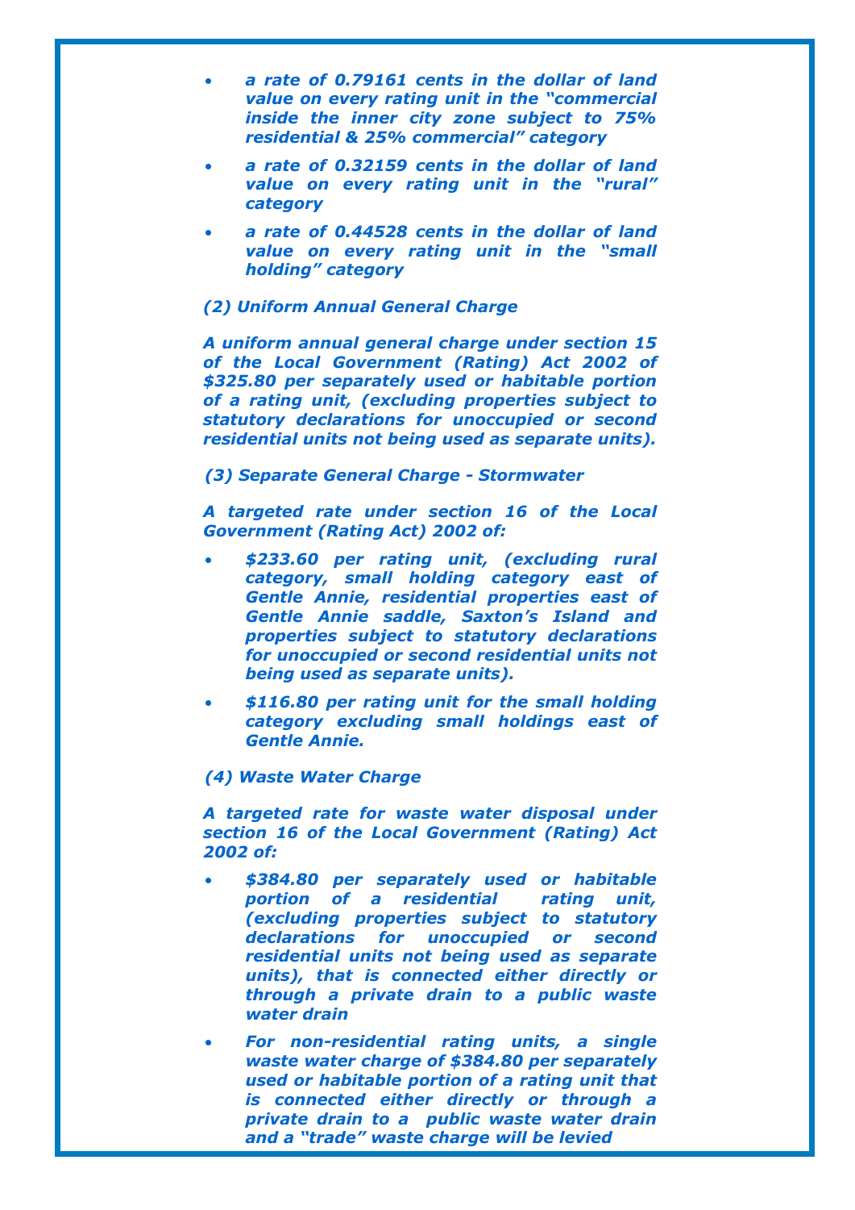- *a rate of 0.79161 cents in the dollar of land value on every rating unit in the "commercial inside the inner city zone subject to 75% residential & 25% commercial" category*
- *a rate of 0.32159 cents in the dollar of land value on every rating unit in the "rural" category*
- *a rate of 0.44528 cents in the dollar of land value on every rating unit in the "small holding" category*

***(2) Uniform Annual General Charge***

***A uniform annual general charge under section 15 of the Local Government (Rating) Act 2002 of $325.80 per separately used or habitable portion of a rating unit, (excluding properties subject to statutory declarations for unoccupied or second residential units not being used as separate units).***

***(3) Separate General Charge - Stormwater***

***A targeted rate under section 16 of the Local Government (Rating Act) 2002 of:***

- ***$233.60 per rating unit, (excluding rural category, small holding category east of Gentle Annie, residential properties east of Gentle Annie saddle, Saxton's Island and properties subject to statutory declarations for unoccupied or second residential units not being used as separate units).***
- ***$116.80 per rating unit for the small holding category excluding small holdings east of Gentle Annie.***

***(4) Waste Water Charge***

***A targeted rate for waste water disposal under section 16 of the Local Government (Rating) Act 2002 of:***

- ***$384.80 per separately used or habitable portion of a residential rating unit, (excluding properties subject to statutory declarations for unoccupied or second residential units not being used as separate units), that is connected either directly or through a private drain to a public waste water drain***
- ***For non-residential rating units, a single waste water charge of $384.80 per separately used or habitable portion of a rating unit that is connected either directly or through a private drain to a public waste water drain and a "trade" waste charge will be levied***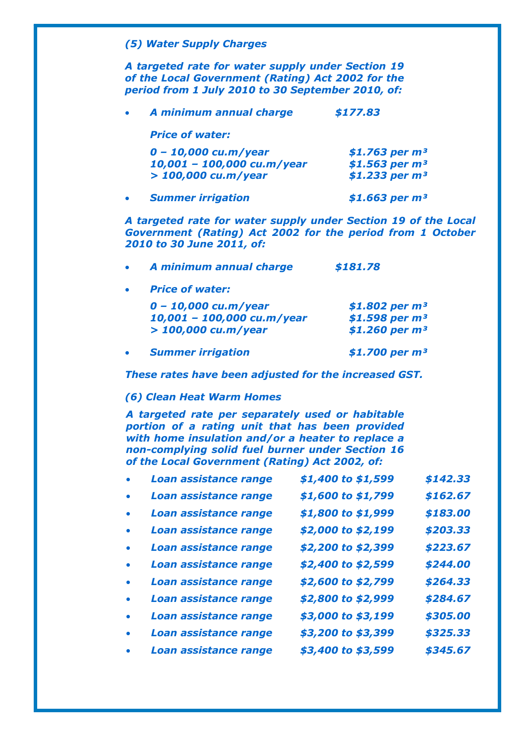***(5) Water Supply Charges***

***A targeted rate for water supply under Section 19 of the Local Government (Rating) Act 2002 for the period from 1 July 2010 to 30 September 2010, of:***

- ***A minimum annual charge $177.83***

  ***Price of water:***

  | | |
  |---|---|
  | *0 – 10,000 cu.m/year* | *$1.763 per m³* |
  | *10,001 – 100,000 cu.m/year* | *$1.563 per m³* |
  | *> 100,000 cu.m/year* | *$1.233 per m³* |

- ***Summer irrigation $1.663 per m³***

***A targeted rate for water supply under Section 19 of the Local Government (Rating) Act 2002 for the period from 1 October 2010 to 30 June 2011, of:***

- ***A minimum annual charge $181.78***

- ***Price of water:***

  | | |
  |---|---|
  | *0 – 10,000 cu.m/year* | *$1.802 per m³* |
  | *10,001 – 100,000 cu.m/year* | *$1.598 per m³* |
  | *> 100,000 cu.m/year* | *$1.260 per m³* |

- ***Summer irrigation $1.700 per m³***

***These rates have been adjusted for the increased GST.***

***(6) Clean Heat Warm Homes***

***A targeted rate per separately used or habitable portion of a rating unit that has been provided with home insulation and/or a heater to replace a non-complying solid fuel burner under Section 16 of the Local Government (Rating) Act 2002, of:***

| | | |
|---|---|---|
| • *Loan assistance range* | *$1,400 to $1,599* | *$142.33* |
| • *Loan assistance range* | *$1,600 to $1,799* | *$162.67* |
| • *Loan assistance range* | *$1,800 to $1,999* | *$183.00* |
| • *Loan assistance range* | *$2,000 to $2,199* | *$203.33* |
| • *Loan assistance range* | *$2,200 to $2,399* | *$223.67* |
| • *Loan assistance range* | *$2,400 to $2,599* | *$244.00* |
| • *Loan assistance range* | *$2,600 to $2,799* | *$264.33* |
| • *Loan assistance range* | *$2,800 to $2,999* | *$284.67* |
| • *Loan assistance range* | *$3,000 to $3,199* | *$305.00* |
| • *Loan assistance range* | *$3,200 to $3,399* | *$325.33* |
| • *Loan assistance range* | *$3,400 to $3,599* | *$345.67* |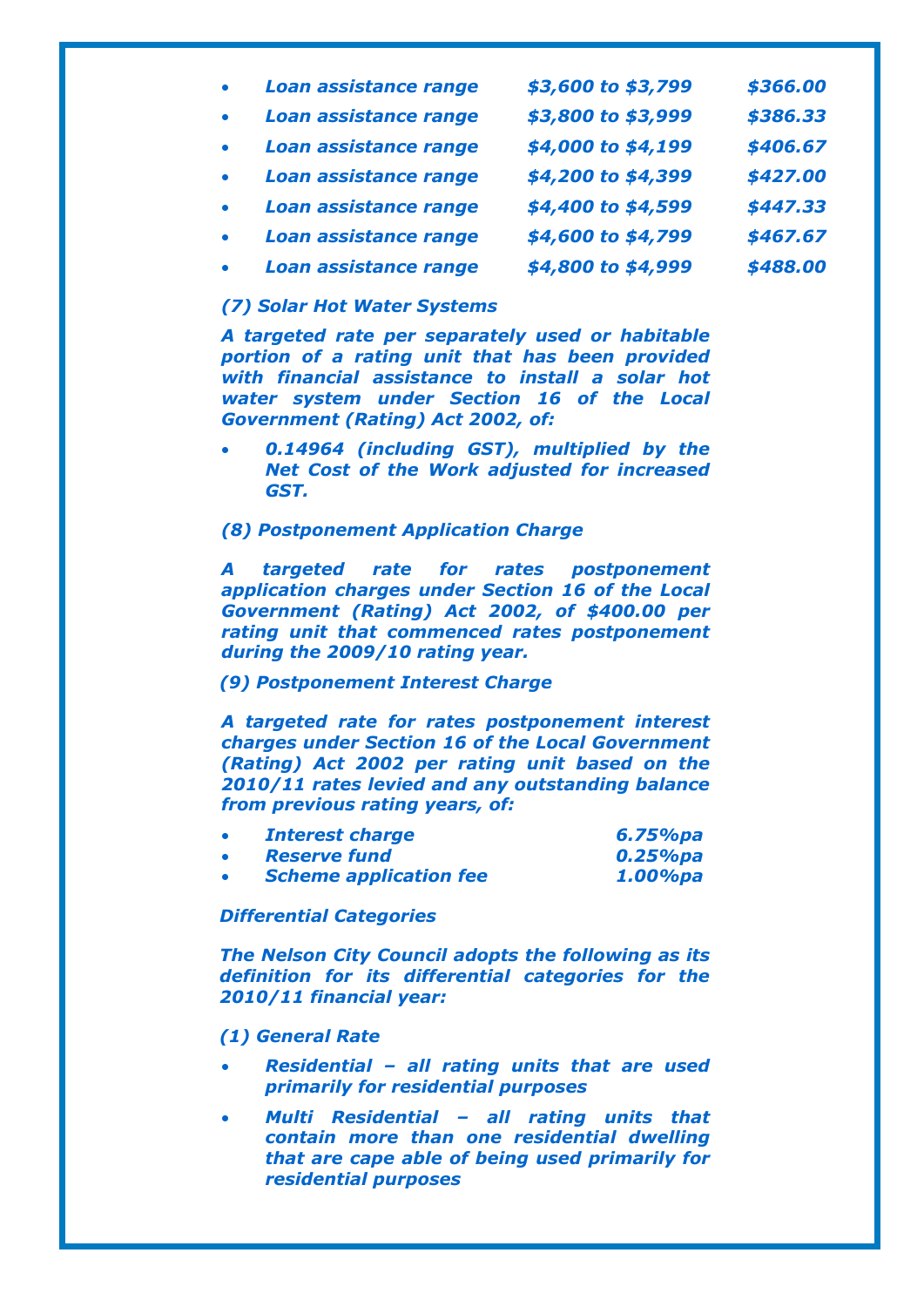- *Loan assistance range* *$3,600 to $3,799* *$366.00*
- *Loan assistance range* *$3,800 to $3,999* *$386.33*
- *Loan assistance range* *$4,000 to $4,199* *$406.67*
- *Loan assistance range* *$4,200 to $4,399* *$427.00*
- *Loan assistance range* *$4,400 to $4,599* *$447.33*
- *Loan assistance range* *$4,600 to $4,799* *$467.67*
- *Loan assistance range* *$4,800 to $4,999* *$488.00*

***(7) Solar Hot Water Systems***

***A targeted rate per separately used or habitable portion of a rating unit that has been provided with financial assistance to install a solar hot water system under Section 16 of the Local Government (Rating) Act 2002, of:***

- ***0.14964 (including GST), multiplied by the Net Cost of the Work adjusted for increased GST.***

***(8) Postponement Application Charge***

***A targeted rate for rates postponement application charges under Section 16 of the Local Government (Rating) Act 2002, of $400.00 per rating unit that commenced rates postponement during the 2009/10 rating year.***

***(9) Postponement Interest Charge***

***A targeted rate for rates postponement interest charges under Section 16 of the Local Government (Rating) Act 2002 per rating unit based on the 2010/11 rates levied and any outstanding balance from previous rating years, of:***

- ***Interest charge*** ***6.75%pa***
- ***Reserve fund*** ***0.25%pa***
- ***Scheme application fee*** ***1.00%pa***

***Differential Categories***

***The Nelson City Council adopts the following as its definition for its differential categories for the 2010/11 financial year:***

***(1) General Rate***

- ***Residential – all rating units that are used primarily for residential purposes***
- ***Multi Residential – all rating units that contain more than one residential dwelling that are cape able of being used primarily for residential purposes***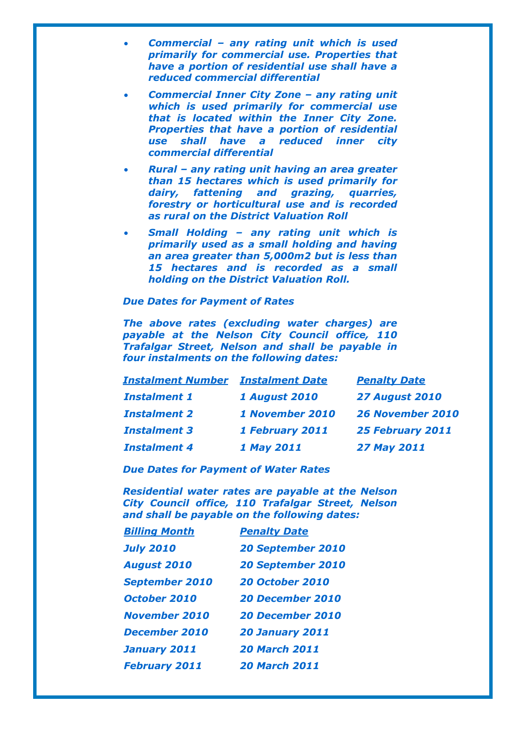- ***Commercial – any rating unit which is used primarily for commercial use. Properties that have a portion of residential use shall have a reduced commercial differential***
- ***Commercial Inner City Zone – any rating unit which is used primarily for commercial use that is located within the Inner City Zone. Properties that have a portion of residential use shall have a reduced inner city commercial differential***
- ***Rural – any rating unit having an area greater than 15 hectares which is used primarily for dairy, fattening and grazing, quarries, forestry or horticultural use and is recorded as rural on the District Valuation Roll***
- ***Small Holding – any rating unit which is primarily used as a small holding and having an area greater than 5,000m2 but is less than 15 hectares and is recorded as a small holding on the District Valuation Roll.***

***Due Dates for Payment of Rates***

***The above rates (excluding water charges) are payable at the Nelson City Council office, 110 Trafalgar Street, Nelson and shall be payable in four instalments on the following dates:***

| Instalment Number | Instalment Date | Penalty Date |
|---|---|---|
| Instalment 1 | 1 August 2010 | 27 August 2010 |
| Instalment 2 | 1 November 2010 | 26 November 2010 |
| Instalment 3 | 1 February 2011 | 25 February 2011 |
| Instalment 4 | 1 May 2011 | 27 May 2011 |

***Due Dates for Payment of Water Rates***

***Residential water rates are payable at the Nelson City Council office, 110 Trafalgar Street, Nelson and shall be payable on the following dates:***

| Billing Month | Penalty Date |
|---|---|
| July 2010 | 20 September 2010 |
| August 2010 | 20 September 2010 |
| September 2010 | 20 October 2010 |
| October 2010 | 20 December 2010 |
| November 2010 | 20 December 2010 |
| December 2010 | 20 January 2011 |
| January 2011 | 20 March 2011 |
| February 2011 | 20 March 2011 |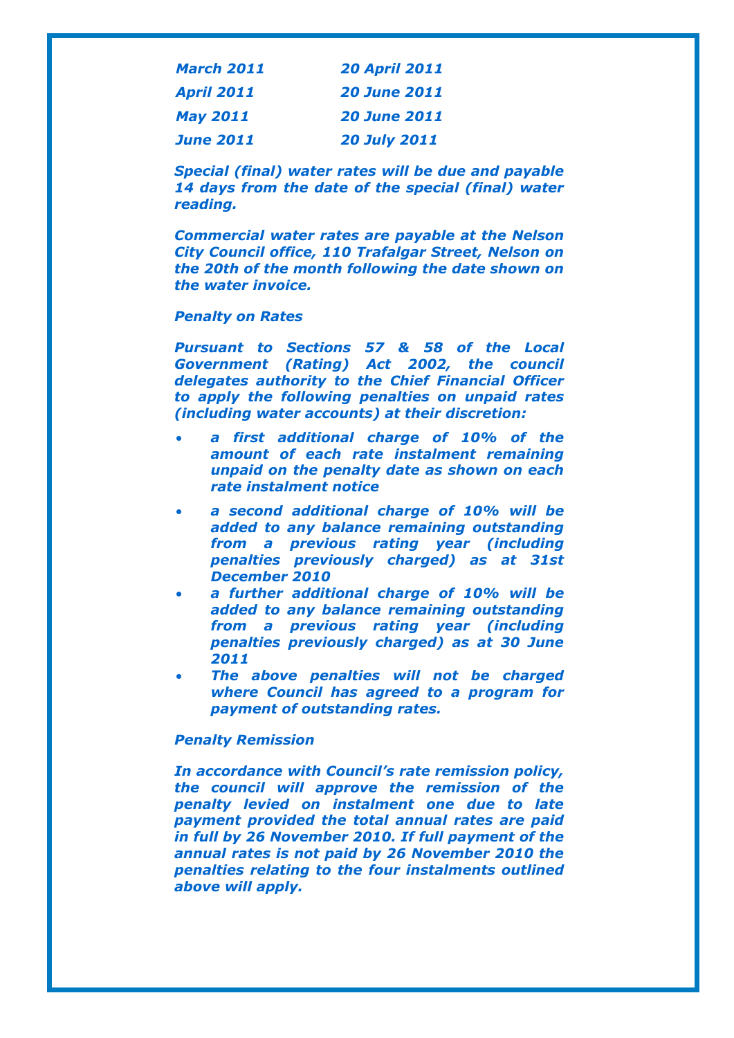| | |
|---|---|
| *March 2011* | *20 April 2011* |
| *April 2011* | *20 June 2011* |
| *May 2011* | *20 June 2011* |
| *June 2011* | *20 July 2011* |

***Special (final) water rates will be due and payable 14 days from the date of the special (final) water reading.***

***Commercial water rates are payable at the Nelson City Council office, 110 Trafalgar Street, Nelson on the 20th of the month following the date shown on the water invoice.***

***Penalty on Rates***

***Pursuant to Sections 57 & 58 of the Local Government (Rating) Act 2002, the council delegates authority to the Chief Financial Officer to apply the following penalties on unpaid rates (including water accounts) at their discretion:***

- ***a first additional charge of 10% of the amount of each rate instalment remaining unpaid on the penalty date as shown on each rate instalment notice***
- ***a second additional charge of 10% will be added to any balance remaining outstanding from a previous rating year (including penalties previously charged) as at 31st December 2010***
- ***a further additional charge of 10% will be added to any balance remaining outstanding from a previous rating year (including penalties previously charged) as at 30 June 2011***
- ***The above penalties will not be charged where Council has agreed to a program for payment of outstanding rates.***

***Penalty Remission***

***In accordance with Council's rate remission policy, the council will approve the remission of the penalty levied on instalment one due to late payment provided the total annual rates are paid in full by 26 November 2010. If full payment of the annual rates is not paid by 26 November 2010 the penalties relating to the four instalments outlined above will apply.***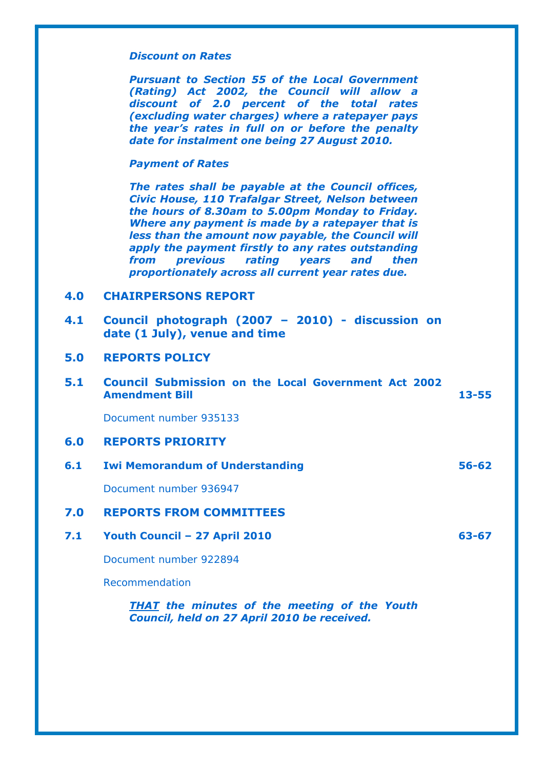***Discount on Rates***

***Pursuant to Section 55 of the Local Government (Rating) Act 2002, the Council will allow a discount of 2.0 percent of the total rates (excluding water charges) where a ratepayer pays the year's rates in full on or before the penalty date for instalment one being 27 August 2010.***

***Payment of Rates***

***The rates shall be payable at the Council offices, Civic House, 110 Trafalgar Street, Nelson between the hours of 8.30am to 5.00pm Monday to Friday. Where any payment is made by a ratepayer that is less than the amount now payable, the Council will apply the payment firstly to any rates outstanding from previous rating years and then proportionately across all current year rates due.***

## 4.0 CHAIRPERSONS REPORT

### 4.1 Council photograph (2007 – 2010) - discussion on date (1 July), venue and time

## 5.0 REPORTS POLICY

### 5.1 Council Submission on the Local Government Act 2002 Amendment Bill — 13-55

Document number 935133

## 6.0 REPORTS PRIORITY

### 6.1 Iwi Memorandum of Understanding — 56-62

Document number 936947

## 7.0 REPORTS FROM COMMITTEES

### 7.1 Youth Council – 27 April 2010 — 63-67

Document number 922894

Recommendation

***THAT the minutes of the meeting of the Youth Council, held on 27 April 2010 be received.***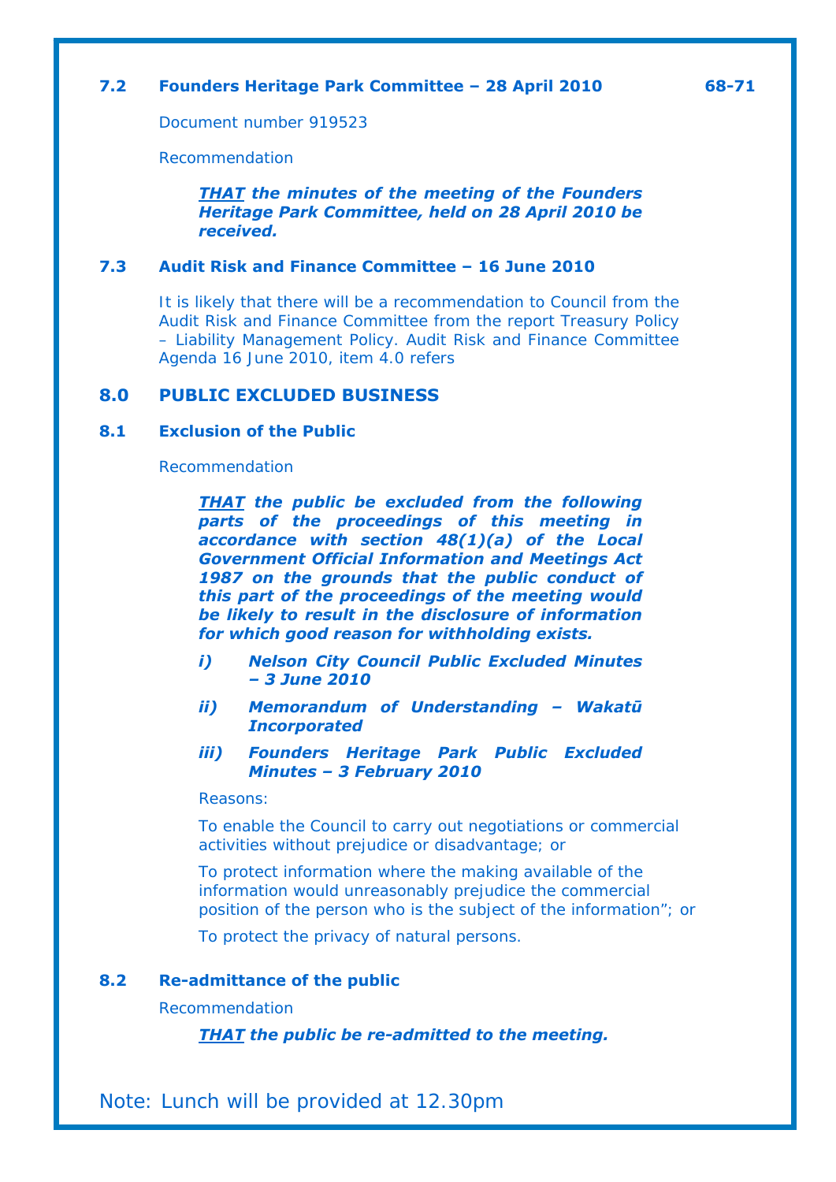### 7.2 Founders Heritage Park Committee – 28 April 2010 68-71

Document number 919523

Recommendation

> ***THAT** the minutes of the meeting of the Founders Heritage Park Committee, held on 28 April 2010 be received.*

### 7.3 Audit Risk and Finance Committee – 16 June 2010

It is likely that there will be a recommendation to Council from the Audit Risk and Finance Committee from the report Treasury Policy – Liability Management Policy. Audit Risk and Finance Committee Agenda 16 June 2010, item 4.0 refers

## 8.0 PUBLIC EXCLUDED BUSINESS

### 8.1 Exclusion of the Public

Recommendation

> ***THAT** the public be excluded from the following parts of the proceedings of this meeting in accordance with section 48(1)(a) of the Local Government Official Information and Meetings Act 1987 on the grounds that the public conduct of this part of the proceedings of the meeting would be likely to result in the disclosure of information for which good reason for withholding exists.*
>
> *i) Nelson City Council Public Excluded Minutes – 3 June 2010*
>
> *ii) Memorandum of Understanding – Wakatū Incorporated*
>
> *iii) Founders Heritage Park Public Excluded Minutes – 3 February 2010*
>
> Reasons:
>
> To enable the Council to carry out negotiations or commercial activities without prejudice or disadvantage; or
>
> To protect information where the making available of the information would unreasonably prejudice the commercial position of the person who is the subject of the information"; or
>
> To protect the privacy of natural persons.

### 8.2 Re-admittance of the public

Recommendation

> ***THAT** the public be re-admitted to the meeting.*

Note: Lunch will be provided at 12.30pm